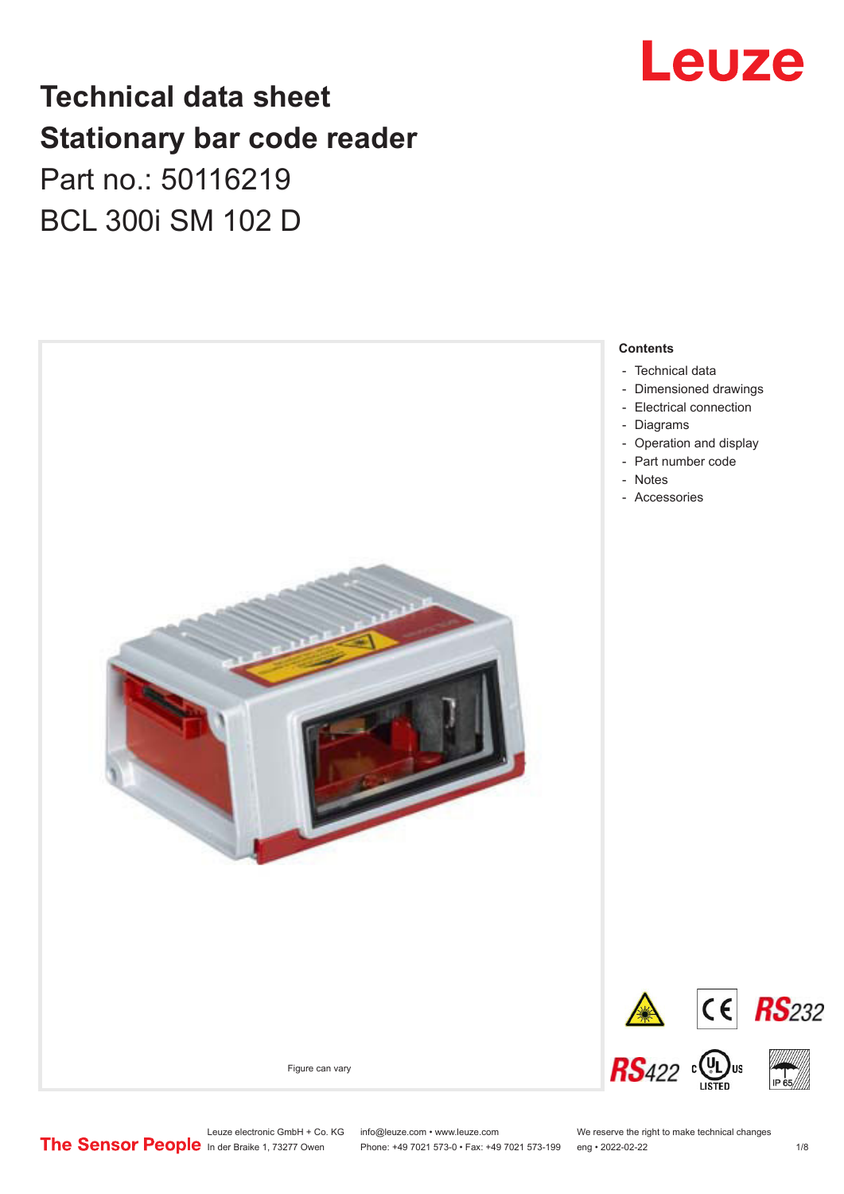# Technical data sheet
# Stationary bar code reader

Part no.: 50116219

BCL 300i SM 102 D

Figure can vary

**Contents**

- Technical data
- Dimensioned drawings
- Electrical connection
- Diagrams
- Operation and display
- Part number code
- Notes
- Accessories

Leuze electronic GmbH + Co. KG
In der Braike 1, 73277 Owen

info@leuze.com • www.leuze.com
Phone: +49 7021 573-0 • Fax: +49 7021 573-199

We reserve the right to make technical changes
eng • 2022-02-22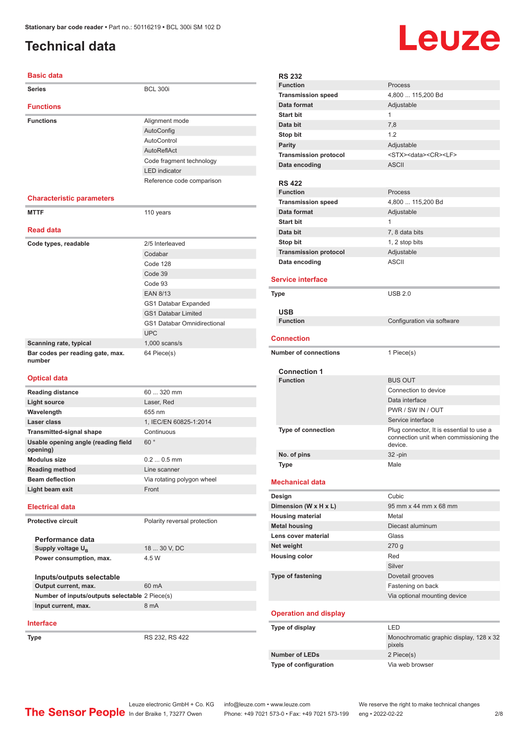Stationary bar code reader • Part no.: 50116219 • BCL 300i SM 102 D

# Technical data

## Basic data

| | |
|---|---|
| **Series** | BCL 300i |

## Functions

| | |
|---|---|
| **Functions** | Alignment mode |
| | AutoConfig |
| | AutoControl |
| | AutoReflAct |
| | Code fragment technology |
| | LED indicator |
| | Reference code comparison |

## Characteristic parameters

| | |
|---|---|
| **MTTF** | 110 years |

## Read data

| | |
|---|---|
| **Code types, readable** | 2/5 Interleaved |
| | Codabar |
| | Code 128 |
| | Code 39 |
| | Code 93 |
| | EAN 8/13 |
| | GS1 Databar Expanded |
| | GS1 Databar Limited |
| | GS1 Databar Omnidirectional |
| | UPC |
| **Scanning rate, typical** | 1,000 scans/s |
| **Bar codes per reading gate, max. number** | 64 Piece(s) |

## Optical data

| | |
|---|---|
| **Reading distance** | 60 ... 320 mm |
| **Light source** | Laser, Red |
| **Wavelength** | 655 nm |
| **Laser class** | 1, IEC/EN 60825-1:2014 |
| **Transmitted-signal shape** | Continuous |
| **Usable opening angle (reading field opening)** | 60 ° |
| **Modulus size** | 0.2 ... 0.5 mm |
| **Reading method** | Line scanner |
| **Beam deflection** | Via rotating polygon wheel |
| **Light beam exit** | Front |

## Electrical data

| | |
|---|---|
| **Protective circuit** | Polarity reversal protection |

### Performance data

| | |
|---|---|
| **Supply voltage $U_B$** | 18 ... 30 V, DC |
| **Power consumption, max.** | 4.5 W |

### Inputs/outputs selectable

| | |
|---|---|
| **Output current, max.** | 60 mA |
| **Number of inputs/outputs selectable** | 2 Piece(s) |
| **Input current, max.** | 8 mA |

## Interface

| | |
|---|---|
| **Type** | RS 232, RS 422 |

### RS 232

| | |
|---|---|
| **Function** | Process |
| **Transmission speed** | 4,800 ... 115,200 Bd |
| **Data format** | Adjustable |
| **Start bit** | 1 |
| **Data bit** | 7,8 |
| **Stop bit** | 1.2 |
| **Parity** | Adjustable |
| **Transmission protocol** | <STX><data><CR><LF> |
| **Data encoding** | ASCII |

### RS 422

| | |
|---|---|
| **Function** | Process |
| **Transmission speed** | 4,800 ... 115,200 Bd |
| **Data format** | Adjustable |
| **Start bit** | 1 |
| **Data bit** | 7, 8 data bits |
| **Stop bit** | 1, 2 stop bits |
| **Transmission protocol** | Adjustable |
| **Data encoding** | ASCII |

## Service interface

| | |
|---|---|
| **Type** | USB 2.0 |

### USB

| | |
|---|---|
| **Function** | Configuration via software |

## Connection

| | |
|---|---|
| **Number of connections** | 1 Piece(s) |

### Connection 1

| | |
|---|---|
| **Function** | BUS OUT |
| | Connection to device |
| | Data interface |
| | PWR / SW IN / OUT |
| | Service interface |
| **Type of connection** | Plug connector, It is essential to use a connection unit when commissioning the device. |
| **No. of pins** | 32 -pin |
| **Type** | Male |

## Mechanical data

| | |
|---|---|
| **Design** | Cubic |
| **Dimension (W x H x L)** | 95 mm x 44 mm x 68 mm |
| **Housing material** | Metal |
| **Metal housing** | Diecast aluminum |
| **Lens cover material** | Glass |
| **Net weight** | 270 g |
| **Housing color** | Red |
| | Silver |
| **Type of fastening** | Dovetail grooves |
| | Fastening on back |
| | Via optional mounting device |

## Operation and display

| | |
|---|---|
| **Type of display** | LED |
| | Monochromatic graphic display, 128 x 32 pixels |
| **Number of LEDs** | 2 Piece(s) |
| **Type of configuration** | Via web browser |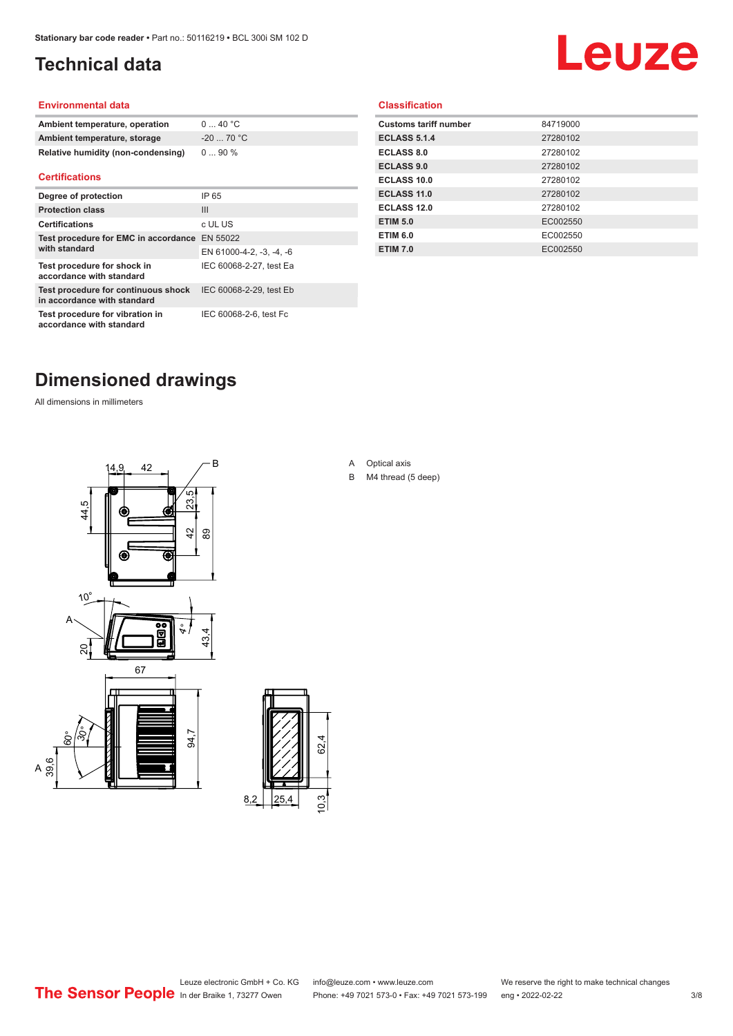# Technical data

## Environmental data

| | |
|---|---|
| **Ambient temperature, operation** | 0 ... 40 °C |
| **Ambient temperature, storage** | -20 ... 70 °C |
| **Relative humidity (non-condensing)** | 0 ... 90 % |

## Certifications

| | |
|---|---|
| **Degree of protection** | IP 65 |
| **Protection class** | III |
| **Certifications** | c UL US |
| **Test procedure for EMC in accordance with standard** | EN 55022 |
| | EN 61000-4-2, -3, -4, -6 |
| **Test procedure for shock in accordance with standard** | IEC 60068-2-27, test Ea |
| **Test procedure for continuous shock in accordance with standard** | IEC 60068-2-29, test Eb |
| **Test procedure for vibration in accordance with standard** | IEC 60068-2-6, test Fc |

## Classification

| | |
|---|---|
| **Customs tariff number** | 84719000 |
| **ECLASS 5.1.4** | 27280102 |
| **ECLASS 8.0** | 27280102 |
| **ECLASS 9.0** | 27280102 |
| **ECLASS 10.0** | 27280102 |
| **ECLASS 11.0** | 27280102 |
| **ECLASS 12.0** | 27280102 |
| **ETIM 5.0** | EC002550 |
| **ETIM 6.0** | EC002550 |
| **ETIM 7.0** | EC002550 |

# Dimensioned drawings

All dimensions in millimeters

A Optical axis

B M4 thread (5 deep)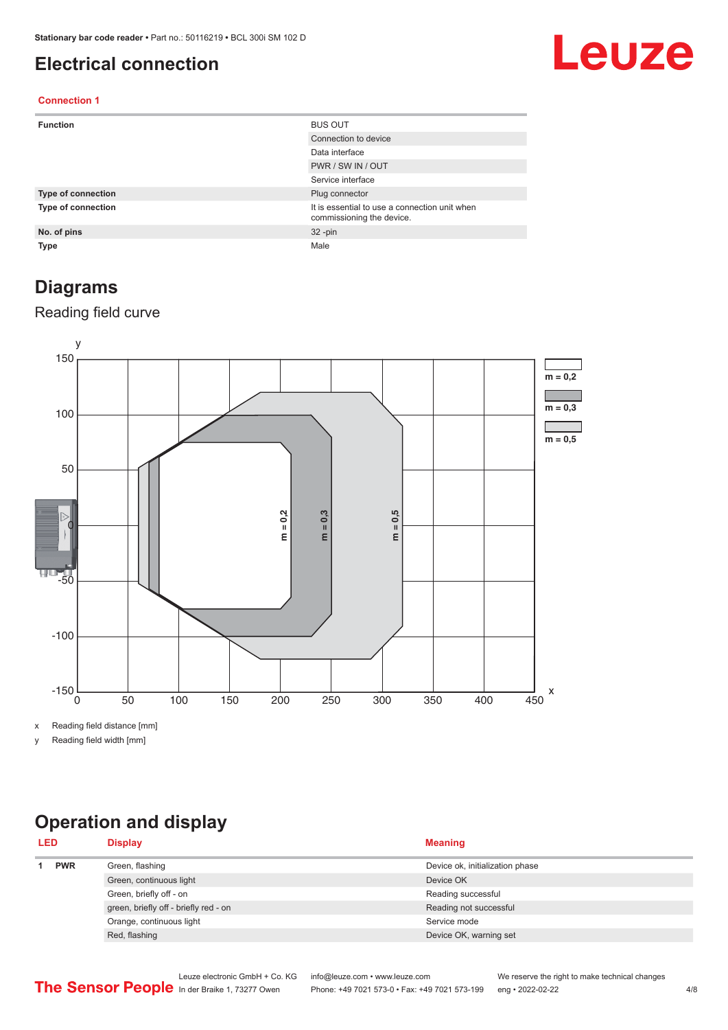# Electrical connection

### Connection 1

| | |
|---|---|
| **Function** | BUS OUT |
| | Connection to device |
| | Data interface |
| | PWR / SW IN / OUT |
| | Service interface |
| **Type of connection** | Plug connector |
| **Type of connection** | It is essential to use a connection unit when commissioning the device. |
| **No. of pins** | 32 -pin |
| **Type** | Male |

# Diagrams

## Reading field curve

x Reading field distance [mm]

y Reading field width [mm]

# Operation and display

| LED | | Display | Meaning |
|---|---|---|---|
| 1 | PWR | Green, flashing | Device ok, initialization phase |
| | | Green, continuous light | Device OK |
| | | Green, briefly off - on | Reading successful |
| | | green, briefly off - briefly red - on | Reading not successful |
| | | Orange, continuous light | Service mode |
| | | Red, flashing | Device OK, warning set |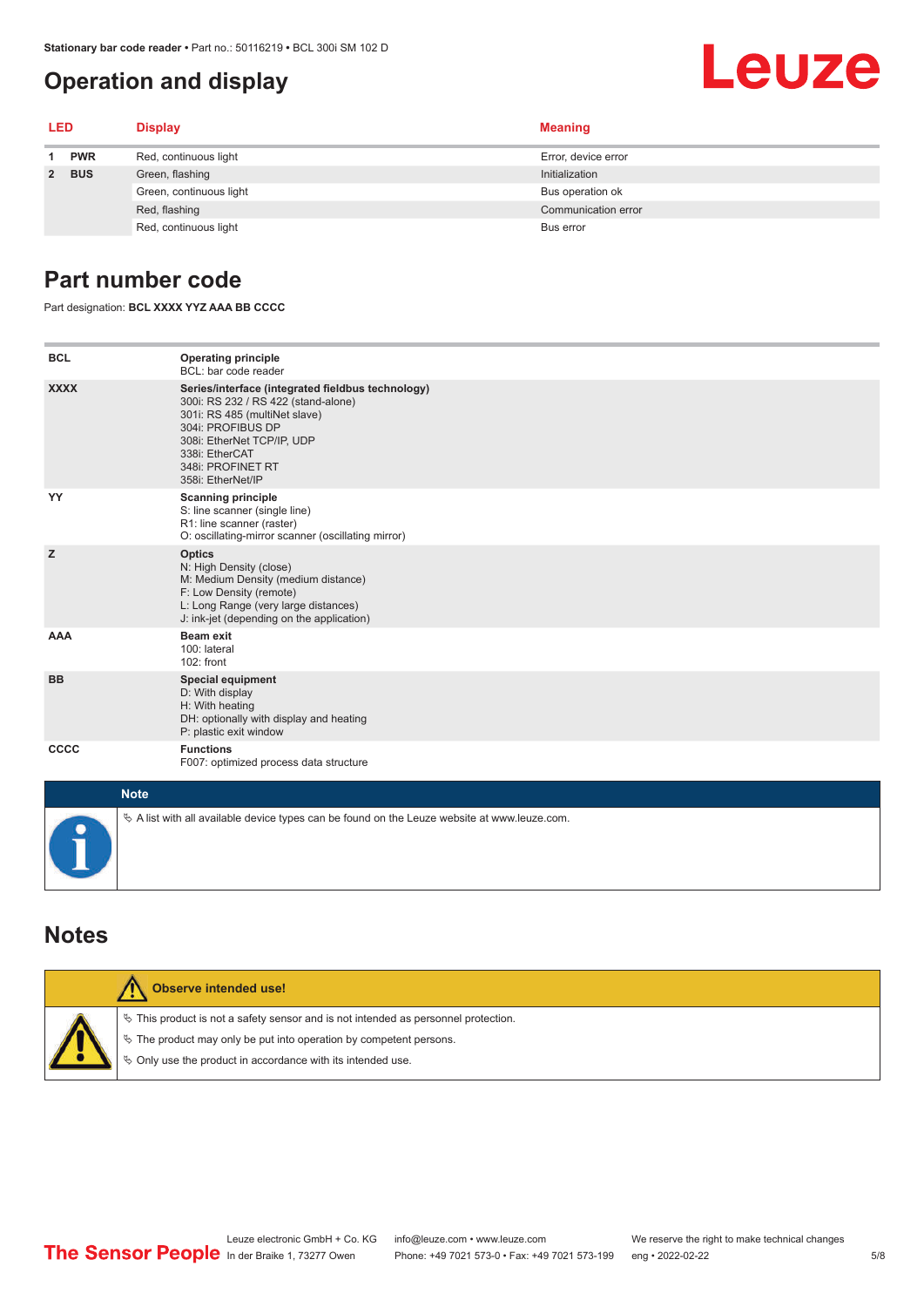## Operation and display

| LED | | Display | Meaning |
|---|---|---|---|
| 1 | PWR | Red, continuous light | Error, device error |
| 2 | BUS | Green, flashing | Initialization |
| | | Green, continuous light | Bus operation ok |
| | | Red, flashing | Communication error |
| | | Red, continuous light | Bus error |

## Part number code

Part designation: **BCL XXXX YYZ AAA BB CCCC**

| | |
|---|---|
| **BCL** | **Operating principle**<br>BCL: bar code reader |
| **XXXX** | **Series/interface (integrated fieldbus technology)**<br>300i: RS 232 / RS 422 (stand-alone)<br>301i: RS 485 (multiNet slave)<br>304i: PROFIBUS DP<br>308i: EtherNet TCP/IP, UDP<br>338i: EtherCAT<br>348i: PROFINET RT<br>358i: EtherNet/IP |
| **YY** | **Scanning principle**<br>S: line scanner (single line)<br>R1: line scanner (raster)<br>O: oscillating-mirror scanner (oscillating mirror) |
| **Z** | **Optics**<br>N: High Density (close)<br>M: Medium Density (medium distance)<br>F: Low Density (remote)<br>L: Long Range (very large distances)<br>J: ink-jet (depending on the application) |
| **AAA** | **Beam exit**<br>100: lateral<br>102: front |
| **BB** | **Special equipment**<br>D: With display<br>H: With heating<br>DH: optionally with display and heating<br>P: plastic exit window |
| **CCCC** | **Functions**<br>F007: optimized process data structure |

**Note**

- A list with all available device types can be found on the Leuze website at www.leuze.com.

## Notes

**Observe intended use!**

- This product is not a safety sensor and is not intended as personnel protection.
- The product may only be put into operation by competent persons.
- Only use the product in accordance with its intended use.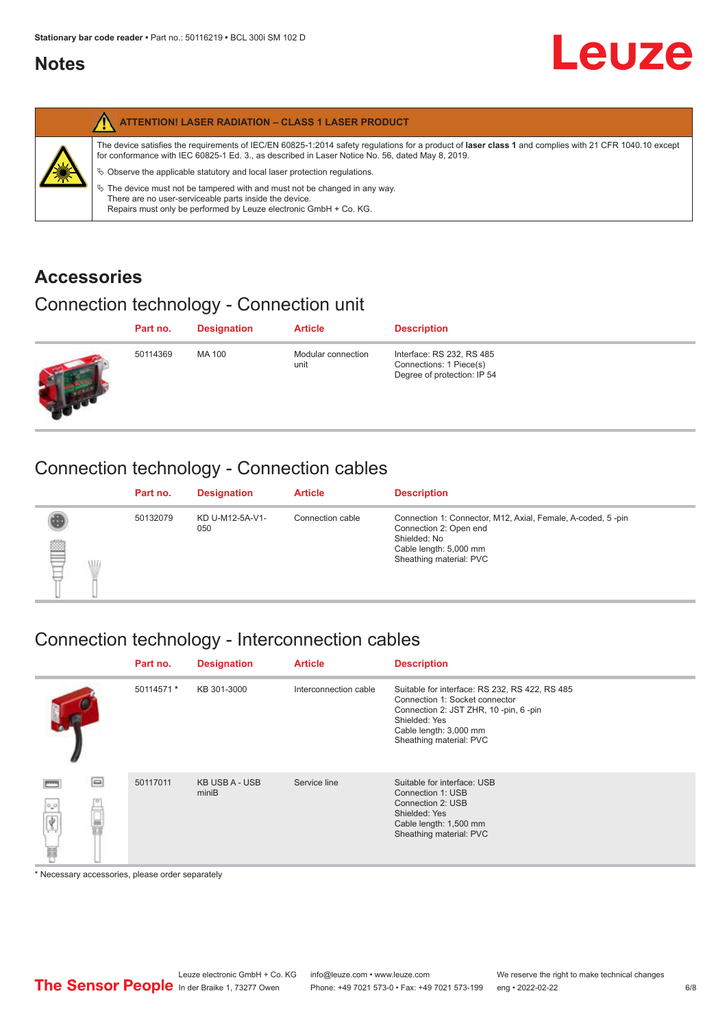# Notes

**ATTENTION! LASER RADIATION – CLASS 1 LASER PRODUCT**

The device satisfies the requirements of IEC/EN 60825-1:2014 safety regulations for a product of **laser class 1** and complies with 21 CFR 1040.10 except for conformance with IEC 60825-1 Ed. 3., as described in Laser Notice No. 56, dated May 8, 2019.

- Observe the applicable statutory and local laser protection regulations.
- The device must not be tampered with and must not be changed in any way.
  There are no user-serviceable parts inside the device.
  Repairs must only be performed by Leuze electronic GmbH + Co. KG.

# Accessories

## Connection technology - Connection unit

| Part no. | Designation | Article | Description |
|---|---|---|---|
| 50114369 | MA 100 | Modular connection unit | Interface: RS 232, RS 485<br>Connections: 1 Piece(s)<br>Degree of protection: IP 54 |

## Connection technology - Connection cables

| Part no. | Designation | Article | Description |
|---|---|---|---|
| 50132079 | KD U-M12-5A-V1-050 | Connection cable | Connection 1: Connector, M12, Axial, Female, A-coded, 5 -pin<br>Connection 2: Open end<br>Shielded: No<br>Cable length: 5,000 mm<br>Sheathing material: PVC |

## Connection technology - Interconnection cables

| Part no. | Designation | Article | Description |
|---|---|---|---|
| 50114571 * | KB 301-3000 | Interconnection cable | Suitable for interface: RS 232, RS 422, RS 485<br>Connection 1: Socket connector<br>Connection 2: JST ZHR, 10 -pin, 6 -pin<br>Shielded: Yes<br>Cable length: 3,000 mm<br>Sheathing material: PVC |
| 50117011 | KB USB A - USB miniB | Service line | Suitable for interface: USB<br>Connection 1: USB<br>Connection 2: USB<br>Shielded: Yes<br>Cable length: 1,500 mm<br>Sheathing material: PVC |

* Necessary accessories, please order separately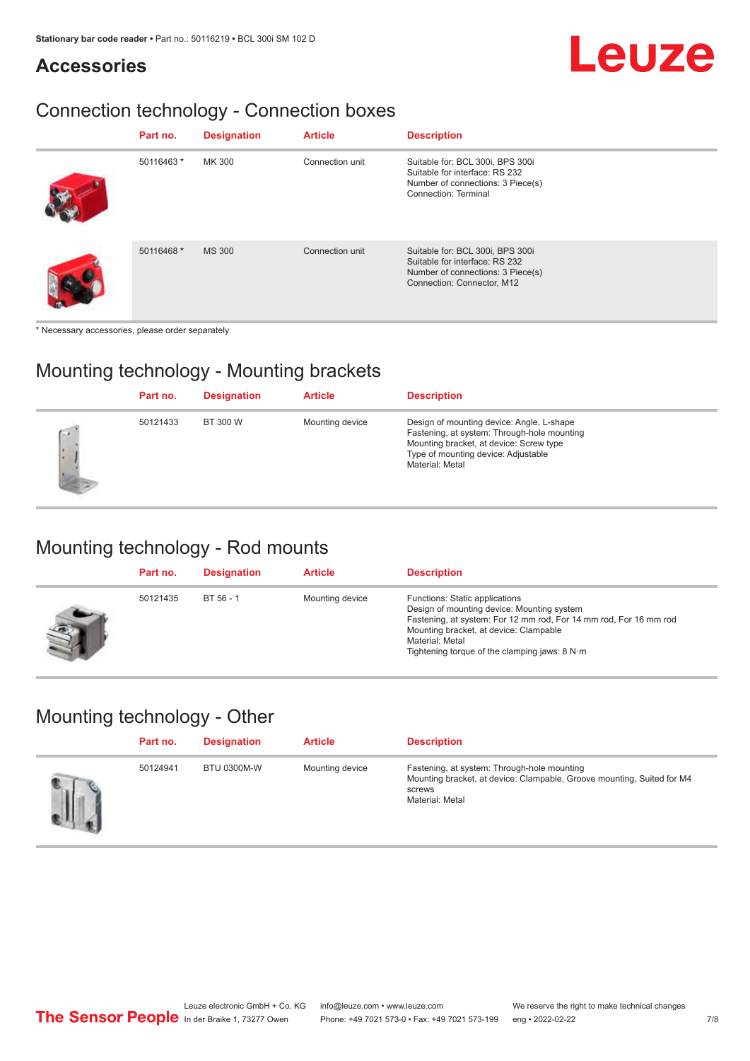## Accessories

### Connection technology - Connection boxes

| Part no. | Designation | Article | Description |
|---|---|---|---|
| 50116463 * | MK 300 | Connection unit | Suitable for: BCL 300i, BPS 300i<br>Suitable for interface: RS 232<br>Number of connections: 3 Piece(s)<br>Connection: Terminal |
| 50116468 * | MS 300 | Connection unit | Suitable for: BCL 300i, BPS 300i<br>Suitable for interface: RS 232<br>Number of connections: 3 Piece(s)<br>Connection: Connector, M12 |

* Necessary accessories, please order separately

### Mounting technology - Mounting brackets

| Part no. | Designation | Article | Description |
|---|---|---|---|
| 50121433 | BT 300 W | Mounting device | Design of mounting device: Angle, L-shape<br>Fastening, at system: Through-hole mounting<br>Mounting bracket, at device: Screw type<br>Type of mounting device: Adjustable<br>Material: Metal |

### Mounting technology - Rod mounts

| Part no. | Designation | Article | Description |
|---|---|---|---|
| 50121435 | BT 56 - 1 | Mounting device | Functions: Static applications<br>Design of mounting device: Mounting system<br>Fastening, at system: For 12 mm rod, For 14 mm rod, For 16 mm rod<br>Mounting bracket, at device: Clampable<br>Material: Metal<br>Tightening torque of the clamping jaws: 8 N·m |

### Mounting technology - Other

| Part no. | Designation | Article | Description |
|---|---|---|---|
| 50124941 | BTU 0300M-W | Mounting device | Fastening, at system: Through-hole mounting<br>Mounting bracket, at device: Clampable, Groove mounting, Suited for M4 screws<br>Material: Metal |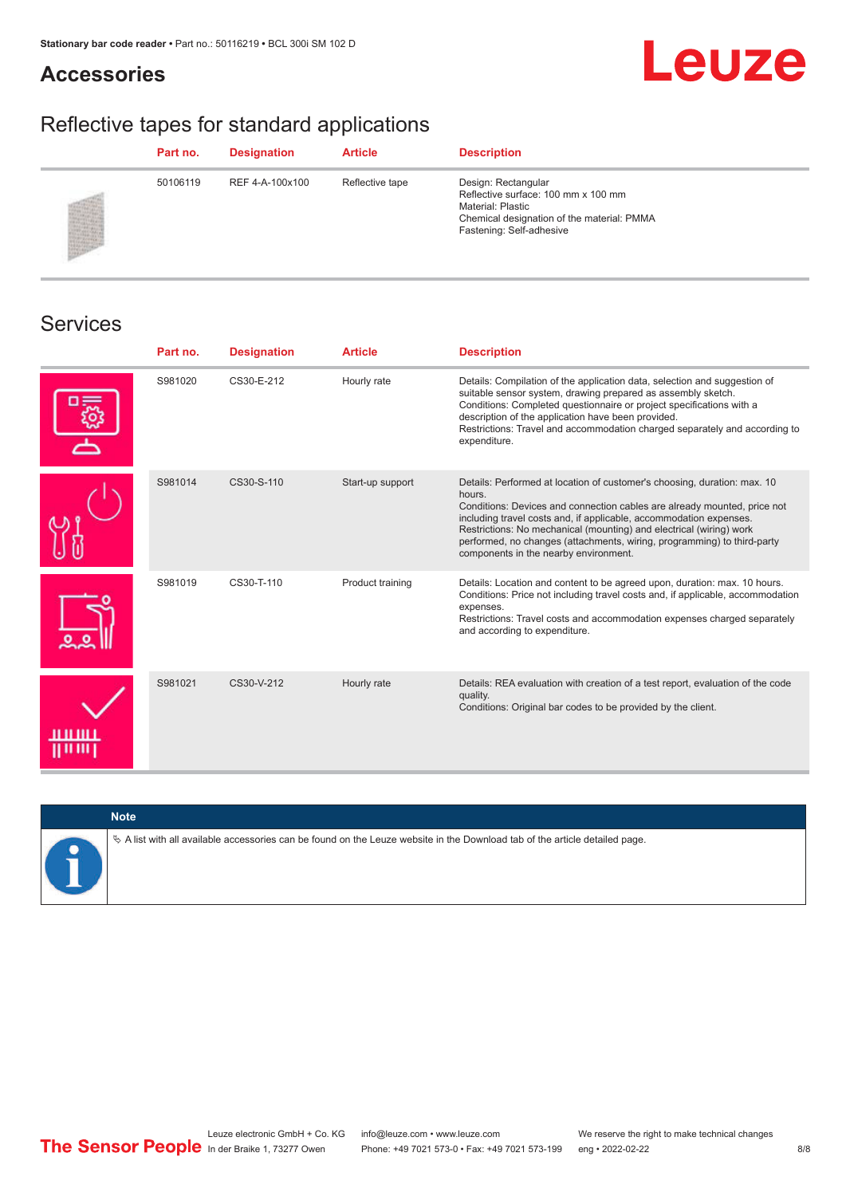## Accessories

# Reflective tapes for standard applications

| | Part no. | Designation | Article | Description |
|---|---|---|---|---|
| | 50106119 | REF 4-A-100x100 | Reflective tape | Design: Rectangular<br>Reflective surface: 100 mm x 100 mm<br>Material: Plastic<br>Chemical designation of the material: PMMA<br>Fastening: Self-adhesive |

# Services

| | Part no. | Designation | Article | Description |
|---|---|---|---|---|
| | S981020 | CS30-E-212 | Hourly rate | Details: Compilation of the application data, selection and suggestion of suitable sensor system, drawing prepared as assembly sketch.<br>Conditions: Completed questionnaire or project specifications with a description of the application have been provided.<br>Restrictions: Travel and accommodation charged separately and according to expenditure. |
| | S981014 | CS30-S-110 | Start-up support | Details: Performed at location of customer's choosing, duration: max. 10 hours.<br>Conditions: Devices and connection cables are already mounted, price not including travel costs and, if applicable, accommodation expenses.<br>Restrictions: No mechanical (mounting) and electrical (wiring) work performed, no changes (attachments, wiring, programming) to third-party components in the nearby environment. |
| | S981019 | CS30-T-110 | Product training | Details: Location and content to be agreed upon, duration: max. 10 hours.<br>Conditions: Price not including travel costs and, if applicable, accommodation expenses.<br>Restrictions: Travel costs and accommodation expenses charged separately and according to expenditure. |
| | S981021 | CS30-V-212 | Hourly rate | Details: REA evaluation with creation of a test report, evaluation of the code quality.<br>Conditions: Original bar codes to be provided by the client. |

**Note**

↳ A list with all available accessories can be found on the Leuze website in the Download tab of the article detailed page.